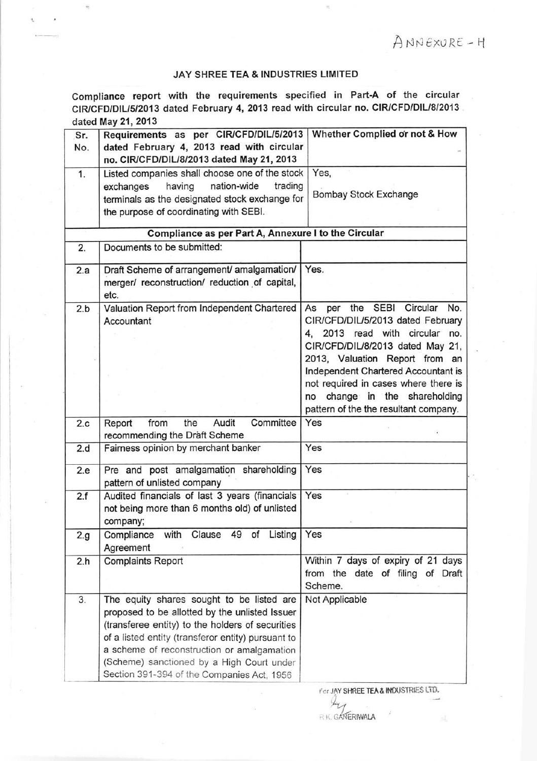ANNEXURE - H

## JAY SHREE TEA & INDUSTRIES LIMITED

Compliance report with the requirements specified in **Part-A** of the circular CIR/CFD/DIL/5/2013 dated February 4, 2013 read with circular **no. CIR/CFD/DIL/8/2013** dated **May 21, 2013**

| Sr. No. | Requirements as per CIR/CFD/DIL/5/2013 dated February 4, 2013 read with circular no. CIR/CFD/DIL/8/2013 dated May 21, 2013 | Whether Complied or not & How |
|---|---|---|
| 1. | Listed companies shall choose one of the stock exchanges having nation-wide trading terminals as the designated stock exchange for the purpose of coordinating with SEBI. | Yes, Bombay Stock Exchange |
| | **Compliance as per Part A, Annexure I to the Circular** | |
| 2. | Documents to be submitted: | |
| 2.a | Draft Scheme of arrangement/ amalgamation/ merger/ reconstruction/ reduction of capital, etc. | Yes. |
| 2.b | Valuation Report from Independent Chartered Accountant | As per the SEBI Circular No. CIR/CFD/DIL/5/2013 dated February 4, 2013 read with circular no. CIR/CFD/DIL/8/2013 dated May 21, 2013, Valuation Report from an Independent Chartered Accountant is not required in cases where there is no change in the shareholding pattern of the the resultant company. |
| 2.c | Report from the Audit Committee recommending the Draft Scheme | Yes |
| 2.d | Fairness opinion by merchant banker | Yes |
| 2.e | Pre and post amalgamation shareholding pattern of unlisted company | Yes |
| 2.f | Audited financials of last 3 years (financials not being more than 6 months old) of unlisted company; | Yes |
| 2.g | Compliance with Clause 49 of Listing Agreement | Yes |
| 2.h | Complaints Report | Within 7 days of expiry of 21 days from the date of filing of Draft Scheme. |
| 3. | The equity shares sought to be listed are proposed to be allotted by the unlisted Issuer (transferee entity) to the holders of securities of a listed entity (transferor entity) pursuant to a scheme of reconstruction or amalgamation (Scheme) sanctioned by a High Court under Section 391-394 of the Companies Act, 1956 | Not Applicable |

For JAY SHREE TEA & INDUSTRIES LTD.

R.K. GANERIWALA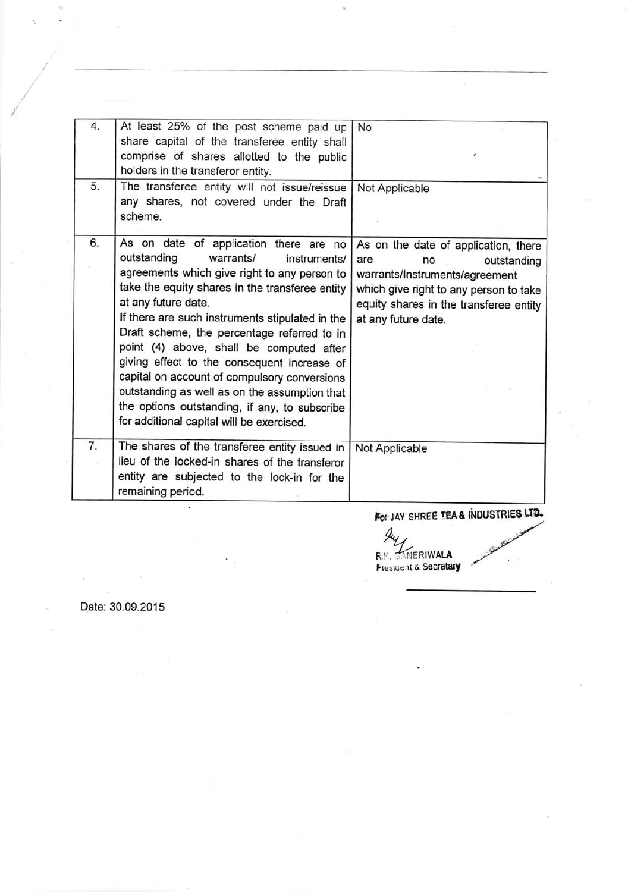| | | |
|---|---|---|
| 4. | At least 25% of the post scheme paid up share capital of the transferee entity shall comprise of shares allotted to the public holders in the transferor entity. | No |
| 5. | The transferee entity will not issue/reissue any shares, not covered under the Draft scheme. | Not Applicable |
| 6. | As on date of application there are no outstanding warrants/ instruments/ agreements which give right to any person to take the equity shares in the transferee entity at any future date. If there are such instruments stipulated in the Draft scheme, the percentage referred to in point (4) above, shall be computed after giving effect to the consequent increase of capital on account of compulsory conversions outstanding as well as on the assumption that the options outstanding, if any, to subscribe for additional capital will be exercised. | As on the date of application, there are no outstanding warrants/Instruments/agreement which give right to any person to take equity shares in the transferee entity at any future date. |
| 7. | The shares of the transferee entity issued in lieu of the locked-in shares of the transferor entity are subjected to the lock-in for the remaining period. | Not Applicable |

For JAY SHREE TEA & INDUSTRIES LTD.

R.K. GANERIWALA
President & Secretary

Date: 30.09.2015